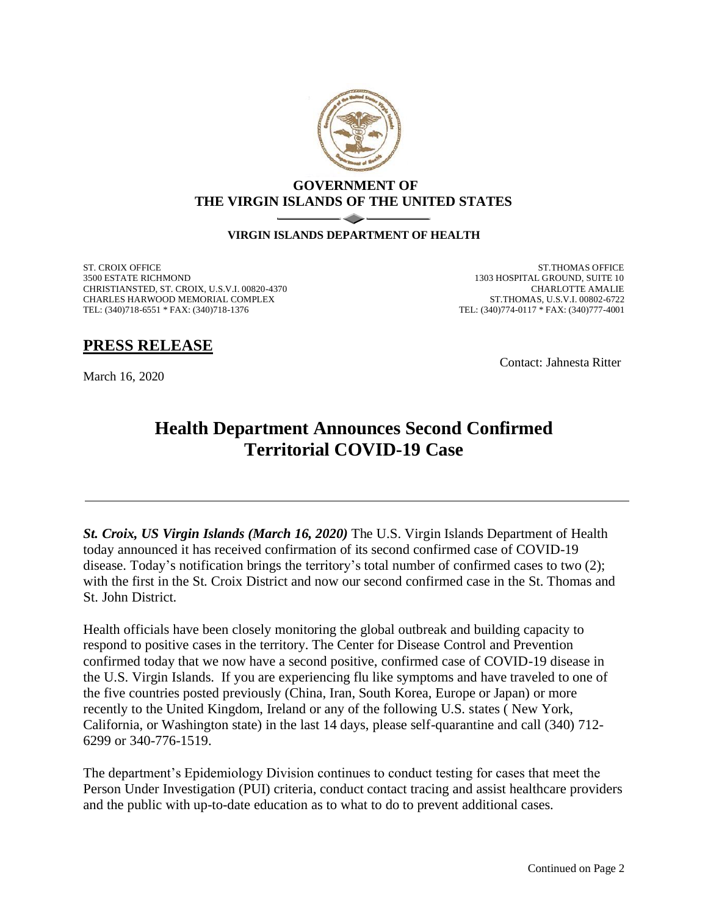**GOVERNMENT OF**
**THE VIRGIN ISLANDS OF THE UNITED STATES**

**VIRGIN ISLANDS DEPARTMENT OF HEALTH**

ST. CROIX OFFICE
3500 ESTATE RICHMOND
CHRISTIANSTED, ST. CROIX, U.S.V.I. 00820-4370
CHARLES HARWOOD MEMORIAL COMPLEX
TEL: (340)718-6551 * FAX: (340)718-1376

ST.THOMAS OFFICE
1303 HOSPITAL GROUND, SUITE 10
CHARLOTTE AMALIE
ST.THOMAS, U.S.V.I. 00802-6722
TEL: (340)774-0117 * FAX: (340)777-4001

## PRESS RELEASE

March 16, 2020

Contact: Jahnesta Ritter

# Health Department Announces Second Confirmed Territorial COVID-19 Case

---

***St. Croix, US Virgin Islands (March 16, 2020)*** The U.S. Virgin Islands Department of Health today announced it has received confirmation of its second confirmed case of COVID-19 disease. Today's notification brings the territory's total number of confirmed cases to two (2); with the first in the St. Croix District and now our second confirmed case in the St. Thomas and St. John District.

Health officials have been closely monitoring the global outbreak and building capacity to respond to positive cases in the territory. The Center for Disease Control and Prevention confirmed today that we now have a second positive, confirmed case of COVID-19 disease in the U.S. Virgin Islands. If you are experiencing flu like symptoms and have traveled to one of the five countries posted previously (China, Iran, South Korea, Europe or Japan) or more recently to the United Kingdom, Ireland or any of the following U.S. states ( New York, California, or Washington state) in the last 14 days, please self-quarantine and call (340) 712-6299 or 340-776-1519.

The department's Epidemiology Division continues to conduct testing for cases that meet the Person Under Investigation (PUI) criteria, conduct contact tracing and assist healthcare providers and the public with up-to-date education as to what to do to prevent additional cases.

Continued on Page 2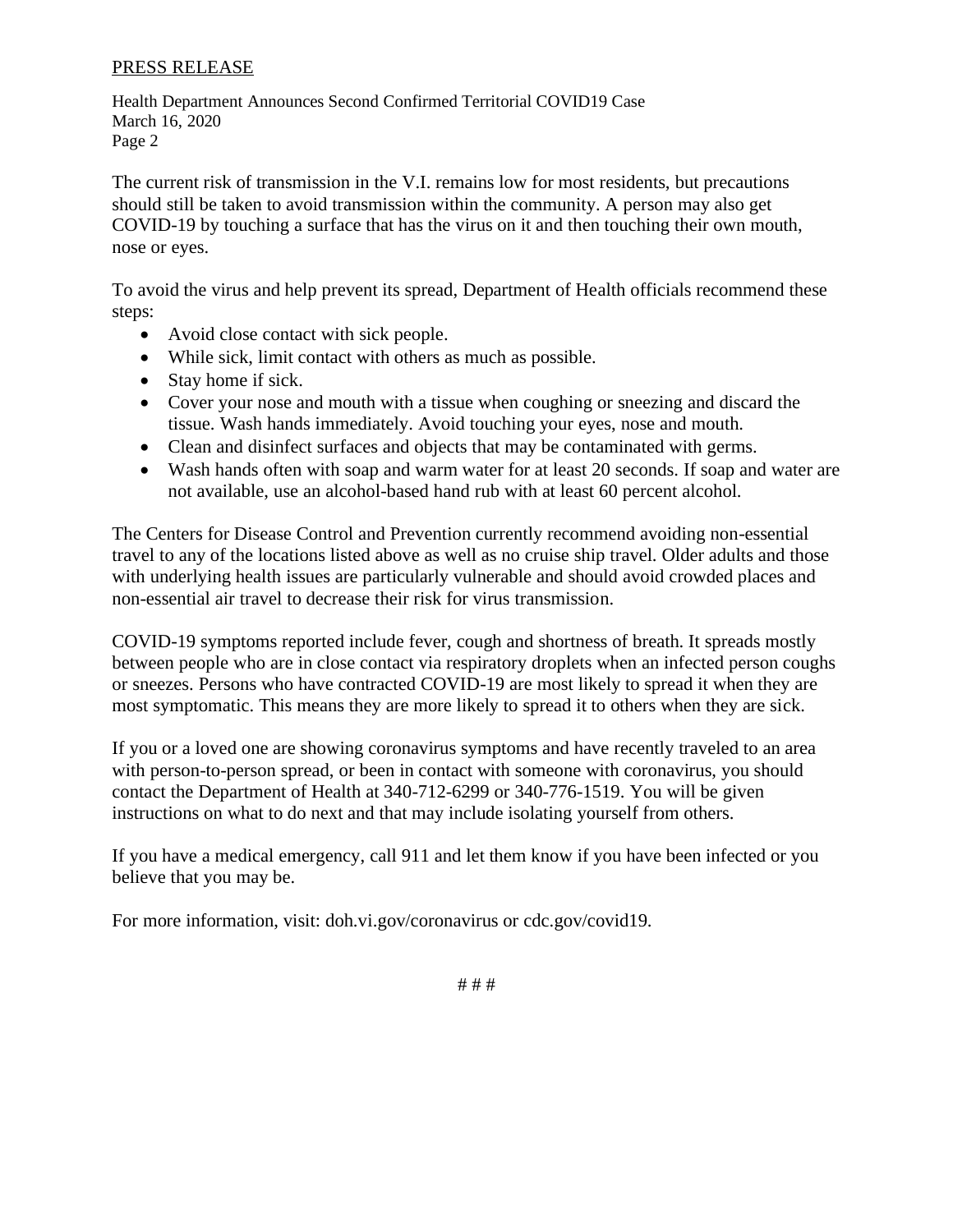The current risk of transmission in the V.I. remains low for most residents, but precautions should still be taken to avoid transmission within the community. A person may also get COVID-19 by touching a surface that has the virus on it and then touching their own mouth, nose or eyes.

To avoid the virus and help prevent its spread, Department of Health officials recommend these steps:

- Avoid close contact with sick people.
- While sick, limit contact with others as much as possible.
- Stay home if sick.
- Cover your nose and mouth with a tissue when coughing or sneezing and discard the tissue. Wash hands immediately. Avoid touching your eyes, nose and mouth.
- Clean and disinfect surfaces and objects that may be contaminated with germs.
- Wash hands often with soap and warm water for at least 20 seconds. If soap and water are not available, use an alcohol-based hand rub with at least 60 percent alcohol.

The Centers for Disease Control and Prevention currently recommend avoiding non-essential travel to any of the locations listed above as well as no cruise ship travel. Older adults and those with underlying health issues are particularly vulnerable and should avoid crowded places and non-essential air travel to decrease their risk for virus transmission.

COVID-19 symptoms reported include fever, cough and shortness of breath. It spreads mostly between people who are in close contact via respiratory droplets when an infected person coughs or sneezes. Persons who have contracted COVID-19 are most likely to spread it when they are most symptomatic. This means they are more likely to spread it to others when they are sick.

If you or a loved one are showing coronavirus symptoms and have recently traveled to an area with person-to-person spread, or been in contact with someone with coronavirus, you should contact the Department of Health at 340-712-6299 or 340-776-1519. You will be given instructions on what to do next and that may include isolating yourself from others.

If you have a medical emergency, call 911 and let them know if you have been infected or you believe that you may be.

For more information, visit: doh.vi.gov/coronavirus or cdc.gov/covid19.

# # #